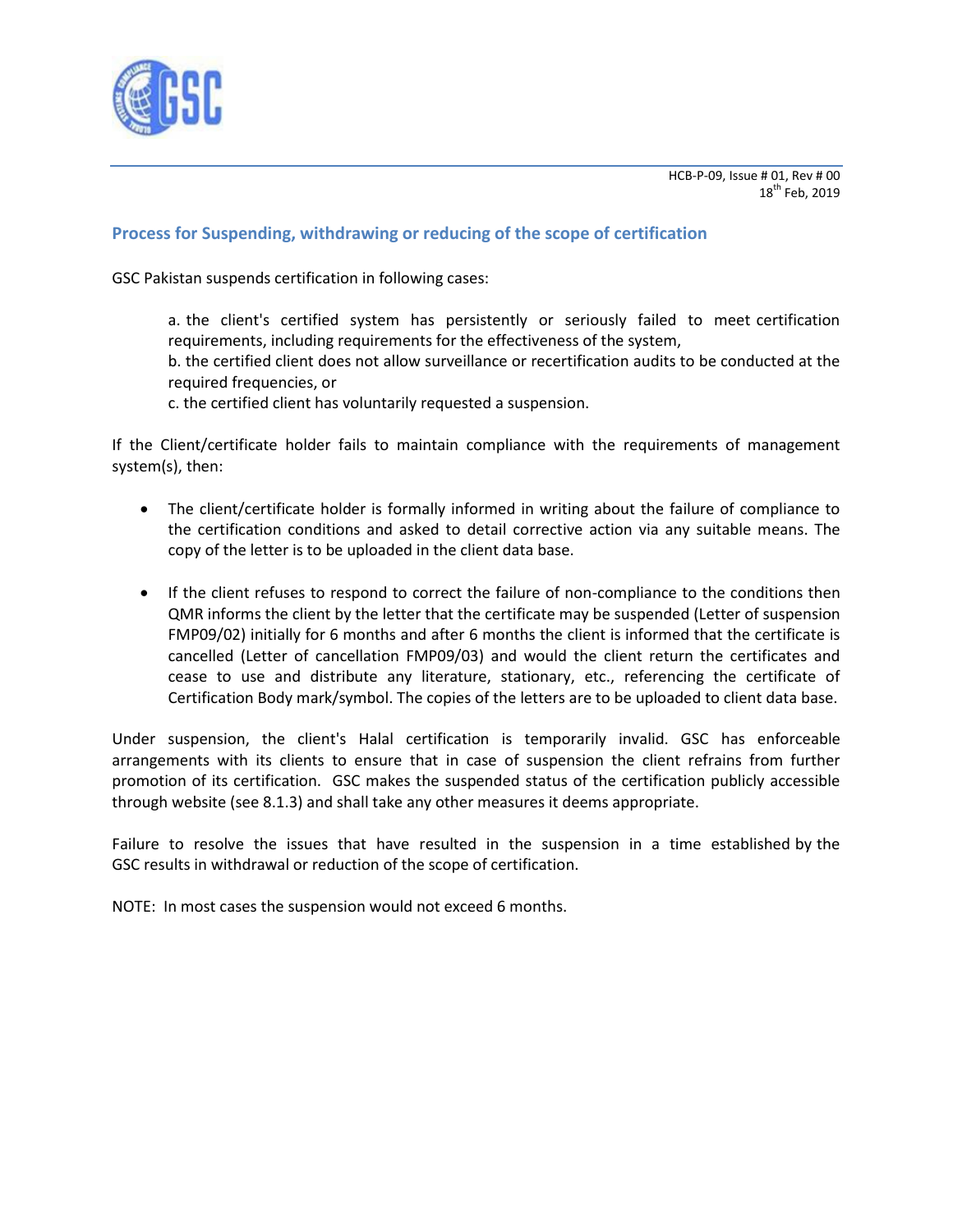HCB-P-09, Issue # 01, Rev # 00
18th Feb, 2019

## Process for Suspending, withdrawing or reducing of the scope of certification

GSC Pakistan suspends certification in following cases:

a. the client's certified system has persistently or seriously failed to meet certification requirements, including requirements for the effectiveness of the system,
b. the certified client does not allow surveillance or recertification audits to be conducted at the required frequencies, or
c. the certified client has voluntarily requested a suspension.

If the Client/certificate holder fails to maintain compliance with the requirements of management system(s), then:

- The client/certificate holder is formally informed in writing about the failure of compliance to the certification conditions and asked to detail corrective action via any suitable means. The copy of the letter is to be uploaded in the client data base.

- If the client refuses to respond to correct the failure of non-compliance to the conditions then QMR informs the client by the letter that the certificate may be suspended (Letter of suspension FMP09/02) initially for 6 months and after 6 months the client is informed that the certificate is cancelled (Letter of cancellation FMP09/03) and would the client return the certificates and cease to use and distribute any literature, stationary, etc., referencing the certificate of Certification Body mark/symbol. The copies of the letters are to be uploaded to client data base.

Under suspension, the client's Halal certification is temporarily invalid. GSC has enforceable arrangements with its clients to ensure that in case of suspension the client refrains from further promotion of its certification. GSC makes the suspended status of the certification publicly accessible through website (see 8.1.3) and shall take any other measures it deems appropriate.

Failure to resolve the issues that have resulted in the suspension in a time established by the GSC results in withdrawal or reduction of the scope of certification.

NOTE: In most cases the suspension would not exceed 6 months.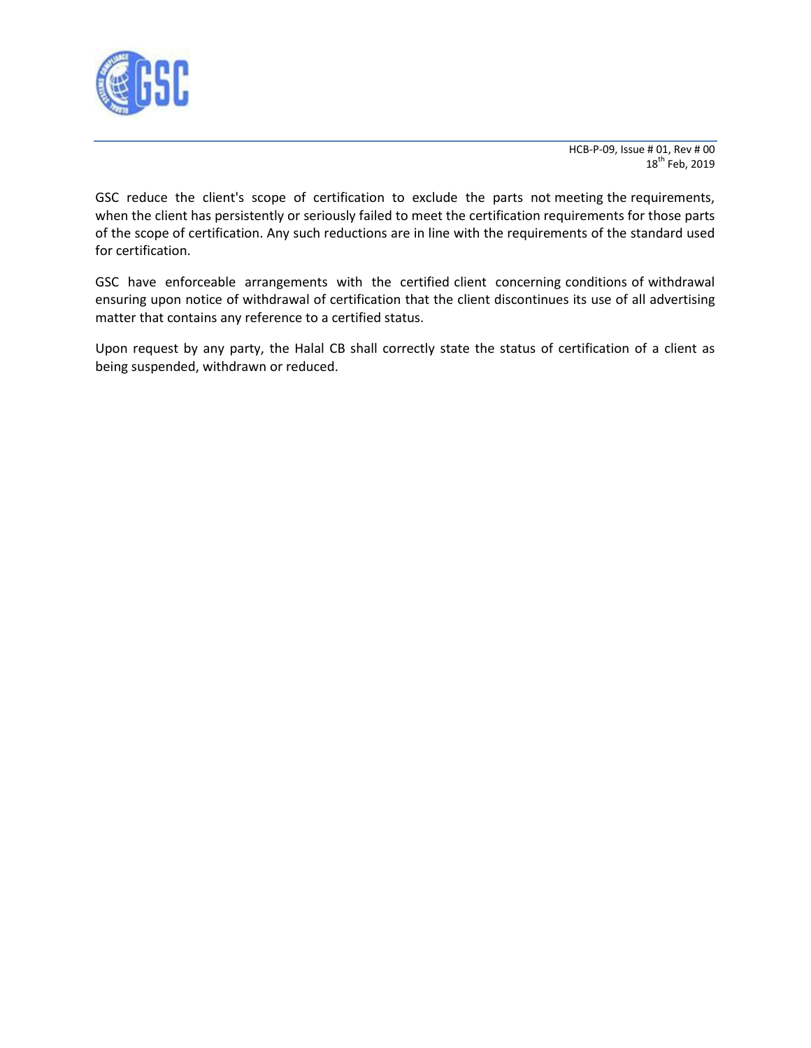GSC reduce the client's scope of certification to exclude the parts not meeting the requirements, when the client has persistently or seriously failed to meet the certification requirements for those parts of the scope of certification. Any such reductions are in line with the requirements of the standard used for certification.

GSC have enforceable arrangements with the certified client concerning conditions of withdrawal ensuring upon notice of withdrawal of certification that the client discontinues its use of all advertising matter that contains any reference to a certified status.

Upon request by any party, the Halal CB shall correctly state the status of certification of a client as being suspended, withdrawn or reduced.